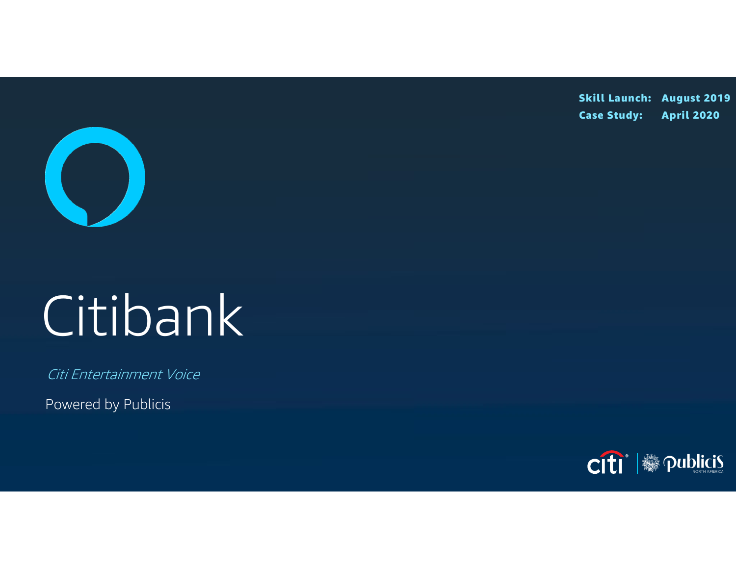**Skill Launch:** August 2019
**Case Study:** April 2020

# Citibank

*Citi Entertainment Voice*

Powered by Publicis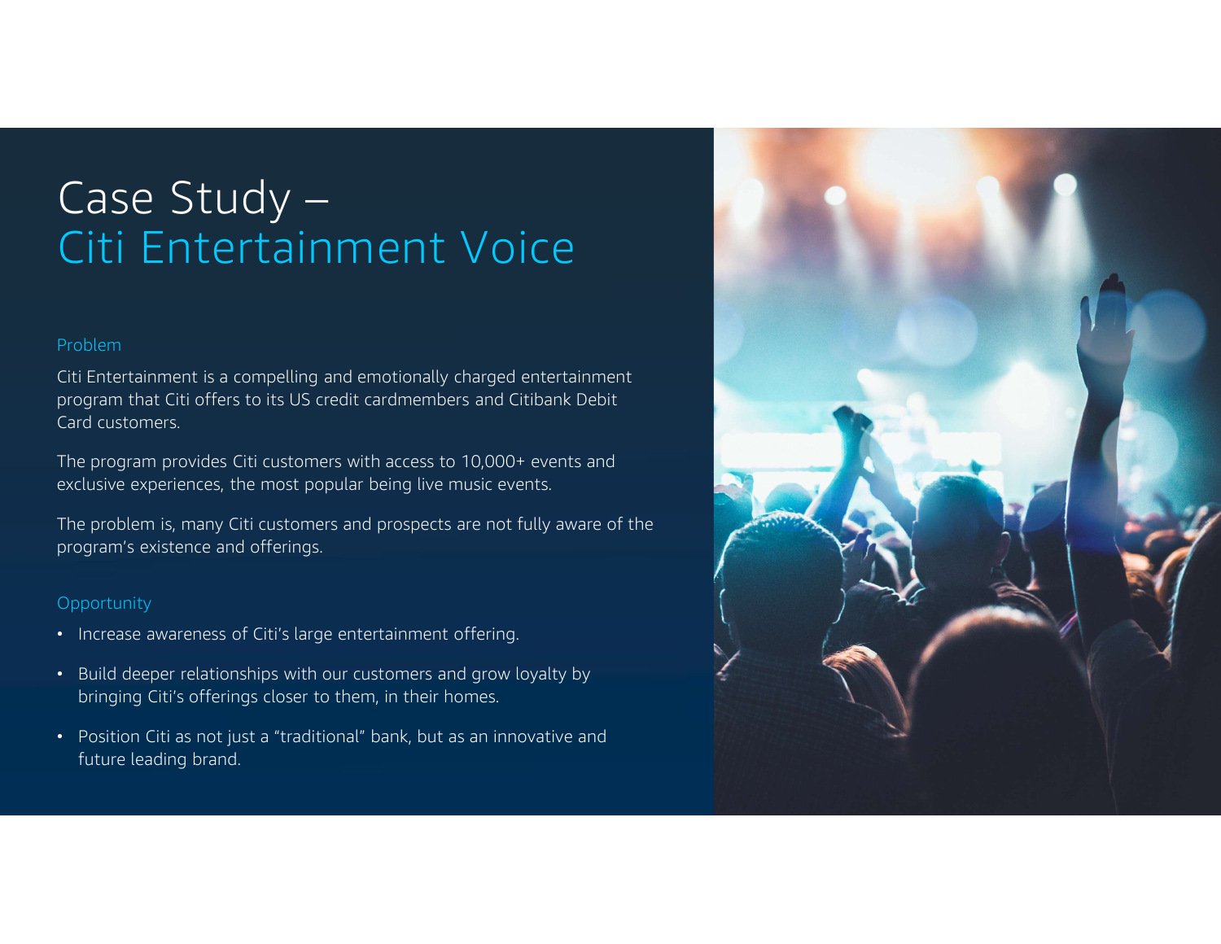# Case Study – Citi Entertainment Voice

### Problem

Citi Entertainment is a compelling and emotionally charged entertainment program that Citi offers to its US credit cardmembers and Citibank Debit Card customers.

The program provides Citi customers with access to 10,000+ events and exclusive experiences, the most popular being live music events.

The problem is, many Citi customers and prospects are not fully aware of the program's existence and offerings.

### Opportunity

- Increase awareness of Citi's large entertainment offering.
- Build deeper relationships with our customers and grow loyalty by bringing Citi's offerings closer to them, in their homes.
- Position Citi as not just a "traditional" bank, but as an innovative and future leading brand.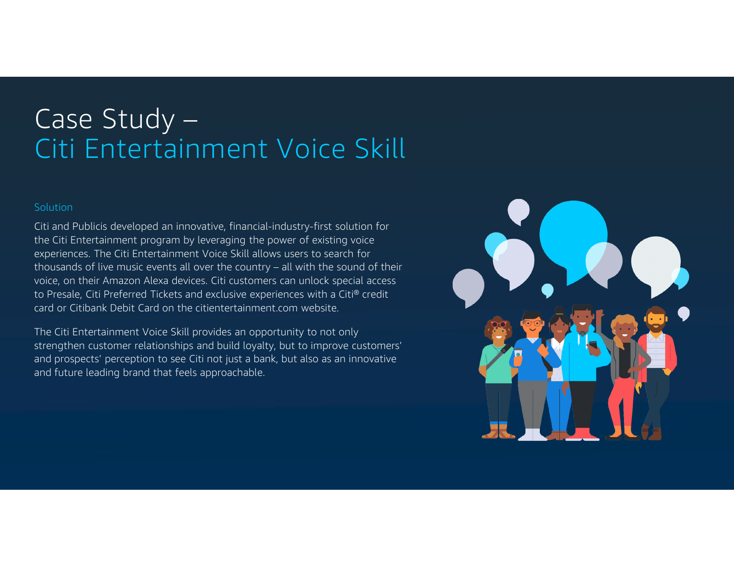# Case Study – Citi Entertainment Voice Skill

## Solution

Citi and Publicis developed an innovative, financial-industry-first solution for the Citi Entertainment program by leveraging the power of existing voice experiences. The Citi Entertainment Voice Skill allows users to search for thousands of live music events all over the country – all with the sound of their voice, on their Amazon Alexa devices. Citi customers can unlock special access to Presale, Citi Preferred Tickets and exclusive experiences with a Citi® credit card or Citibank Debit Card on the citientertainment.com website.

The Citi Entertainment Voice Skill provides an opportunity to not only strengthen customer relationships and build loyalty, but to improve customers' and prospects' perception to see Citi not just a bank, but also as an innovative and future leading brand that feels approachable.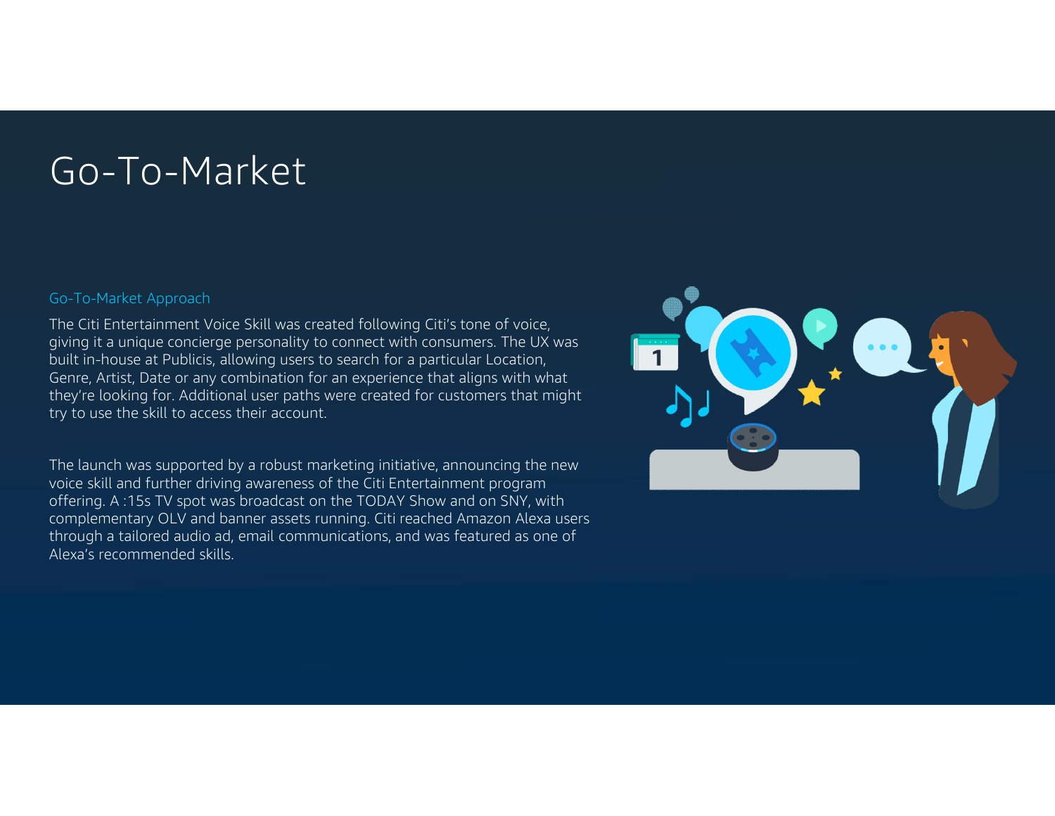# Go-To-Market

## Go-To-Market Approach

The Citi Entertainment Voice Skill was created following Citi's tone of voice, giving it a unique concierge personality to connect with consumers. The UX was built in-house at Publicis, allowing users to search for a particular Location, Genre, Artist, Date or any combination for an experience that aligns with what they're looking for. Additional user paths were created for customers that might try to use the skill to access their account.

The launch was supported by a robust marketing initiative, announcing the new voice skill and further driving awareness of the Citi Entertainment program offering. A :15s TV spot was broadcast on the TODAY Show and on SNY, with complementary OLV and banner assets running. Citi reached Amazon Alexa users through a tailored audio ad, email communications, and was featured as one of Alexa's recommended skills.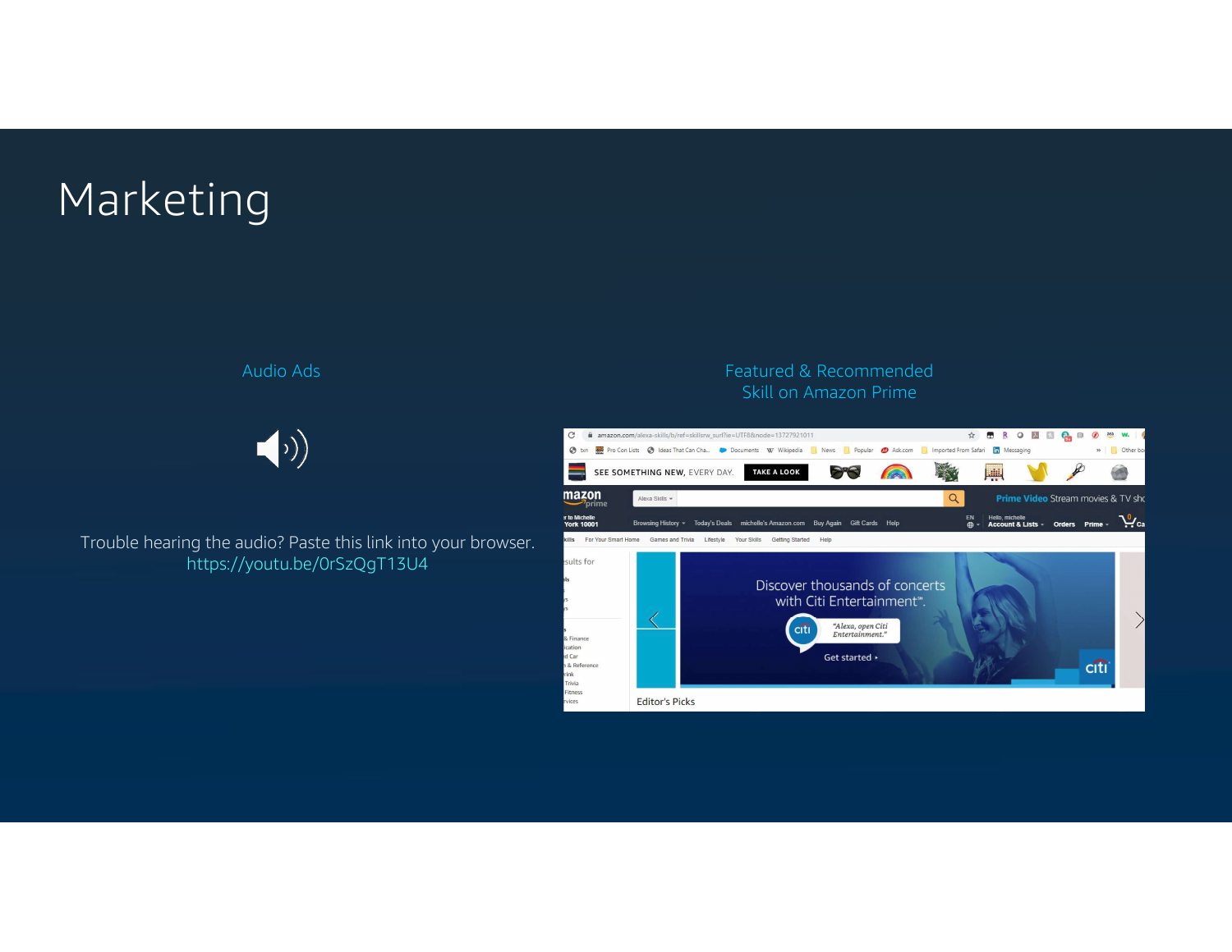# Marketing

## Audio Ads

Trouble hearing the audio? Paste this link into your browser. https://youtu.be/0rSzQgT13U4

## Featured & Recommended Skill on Amazon Prime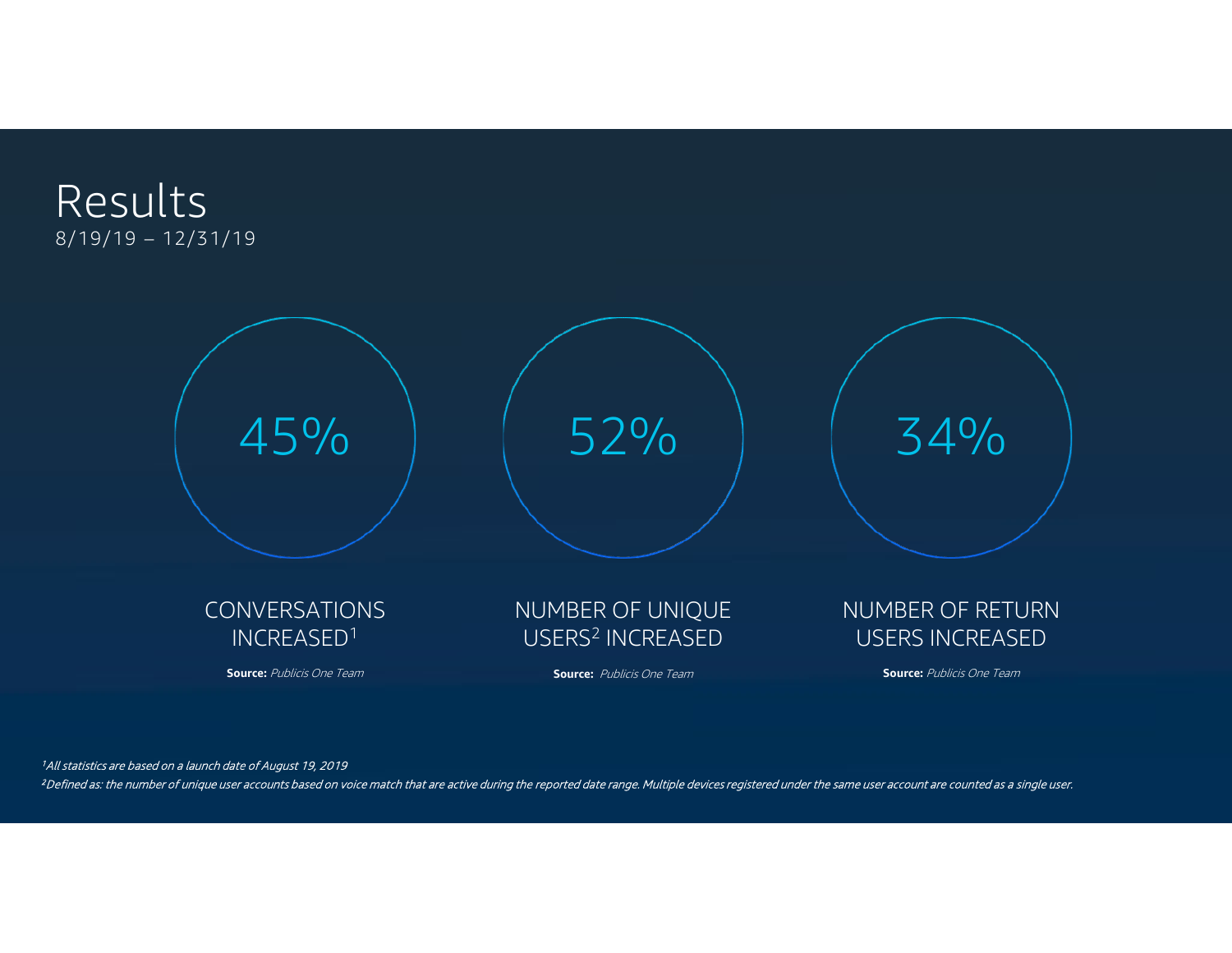# Results

8/19/19 – 12/31/19

45%

CONVERSATIONS INCREASED[1]

**Source:** *Publicis One Team*

52%

NUMBER OF UNIQUE USERS[2] INCREASED

**Source:** *Publicis One Team*

34%

NUMBER OF RETURN USERS INCREASED

**Source:** *Publicis One Team*

*[1]All statistics are based on a launch date of August 19, 2019*

*[2]Defined as: the number of unique user accounts based on voice match that are active during the reported date range. Multiple devices registered under the same user account are counted as a single user.*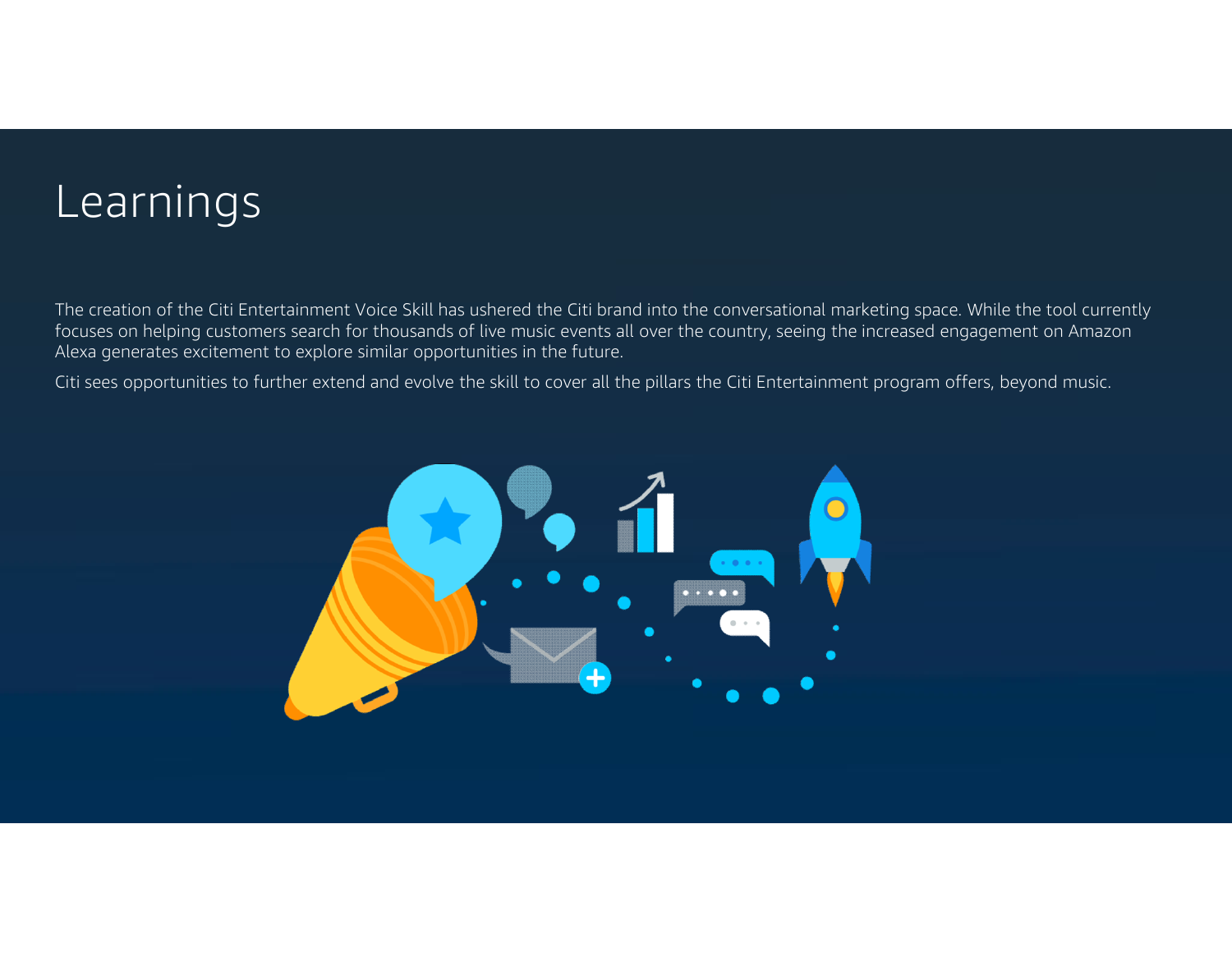# Learnings

The creation of the Citi Entertainment Voice Skill has ushered the Citi brand into the conversational marketing space. While the tool currently focuses on helping customers search for thousands of live music events all over the country, seeing the increased engagement on Amazon Alexa generates excitement to explore similar opportunities in the future.

Citi sees opportunities to further extend and evolve the skill to cover all the pillars the Citi Entertainment program offers, beyond music.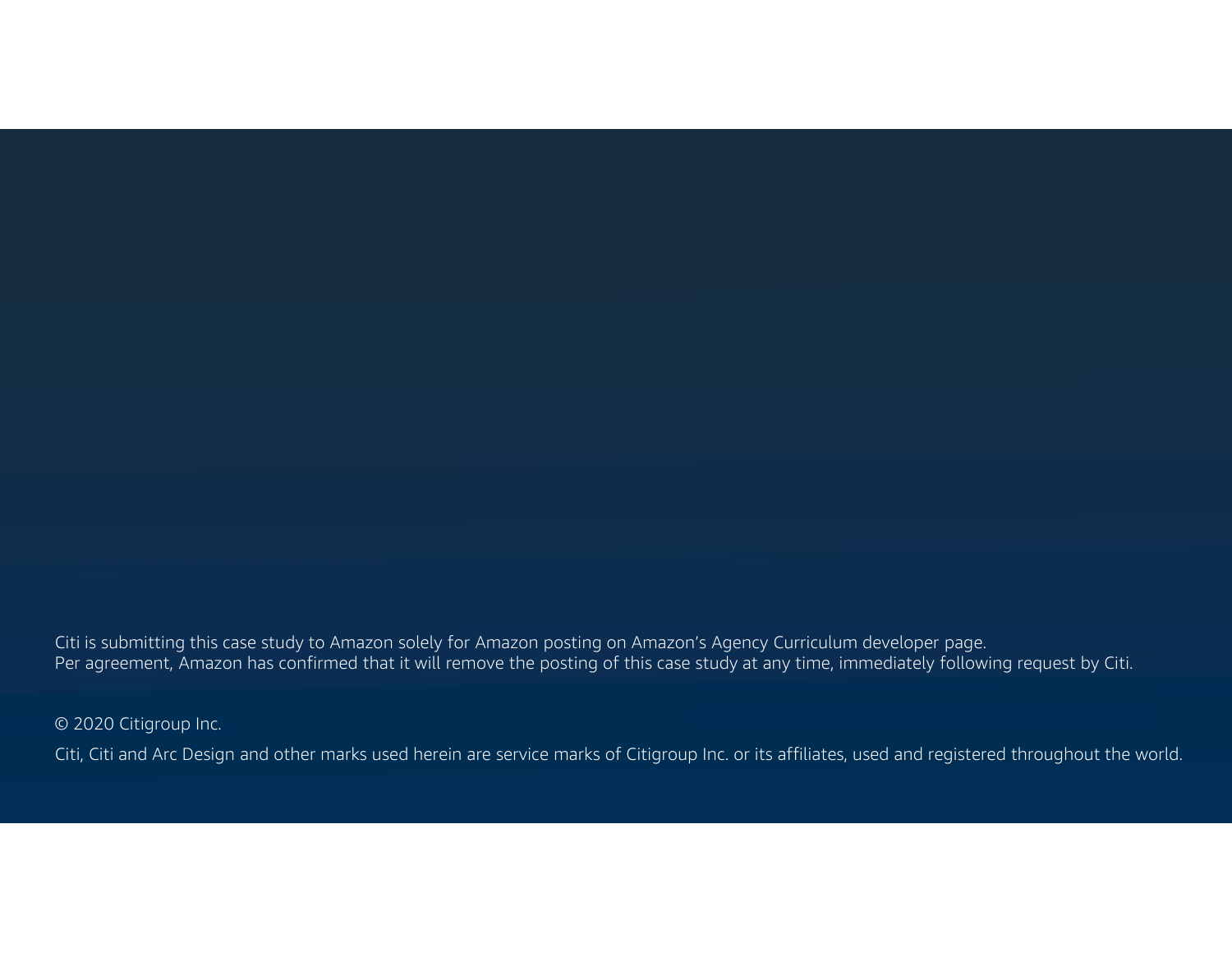Citi is submitting this case study to Amazon solely for Amazon posting on Amazon's Agency Curriculum developer page.
Per agreement, Amazon has confirmed that it will remove the posting of this case study at any time, immediately following request by Citi.

© 2020 Citigroup Inc.

Citi, Citi and Arc Design and other marks used herein are service marks of Citigroup Inc. or its affiliates, used and registered throughout the world.